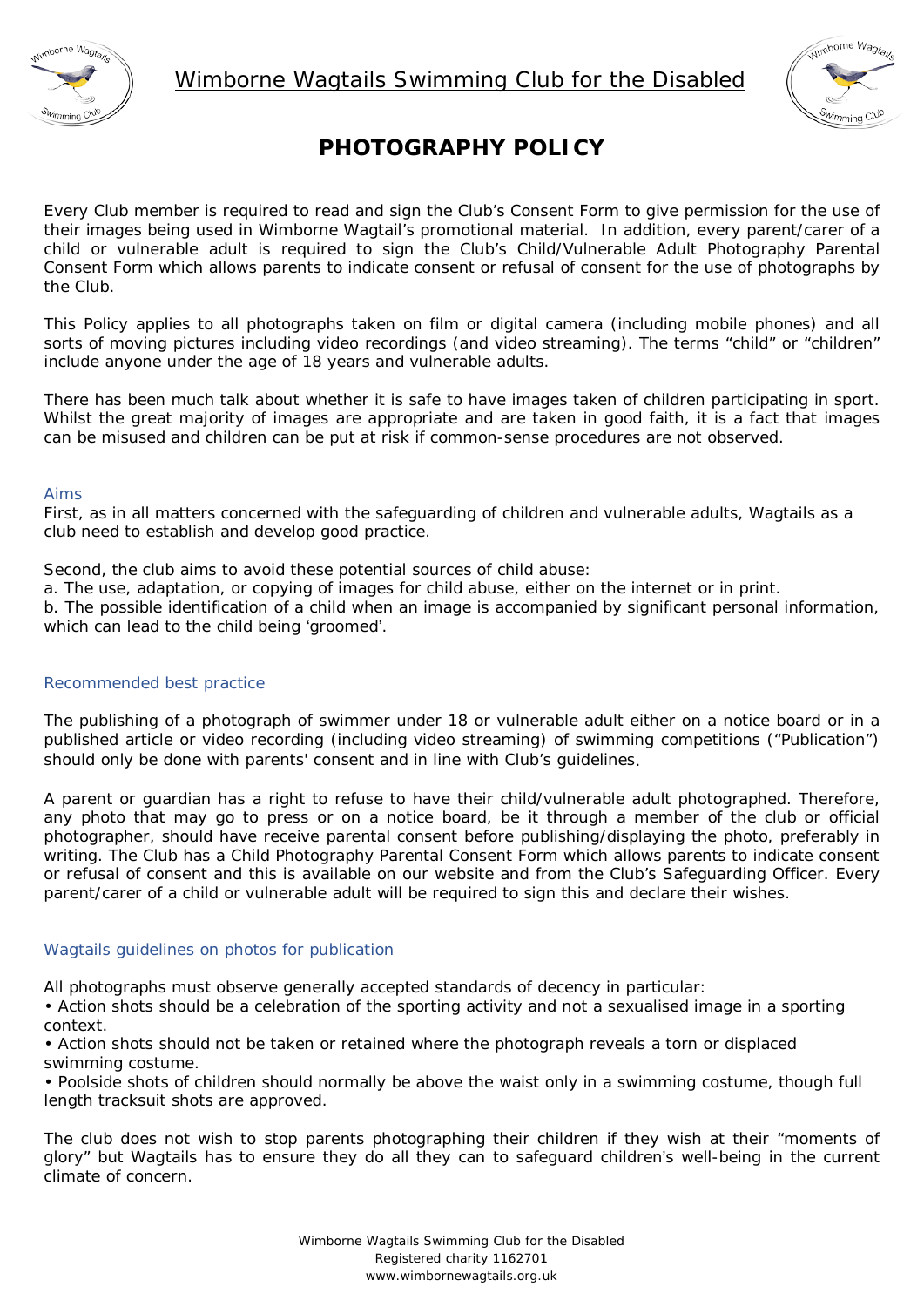# Wimborne Wagtails Swimming Club for the Disabled

## PHOTOGRAPHY POLICY

Every Club member is required to read and sign the Club's Consent Form to give permission for the use of their images being used in Wimborne Wagtail's promotional material. In addition, every parent/carer of a child or vulnerable adult is required to sign the Club's Child/Vulnerable Adult Photography Parental Consent Form which allows parents to indicate consent or refusal of consent for the use of photographs by the Club.

This Policy applies to all photographs taken on film or digital camera (including mobile phones) and all sorts of moving pictures including video recordings (and video streaming). The terms "child" or "children" include anyone under the age of 18 years and vulnerable adults.

There has been much talk about whether it is safe to have images taken of children participating in sport. Whilst the great majority of images are appropriate and are taken in good faith, it is a fact that images can be misused and children can be put at risk if common-sense procedures are not observed.

### Aims

First, as in all matters concerned with the safeguarding of children and vulnerable adults, Wagtails as a club need to establish and develop good practice.

Second, the club aims to avoid these potential sources of child abuse:
a. The use, adaptation, or copying of images for child abuse, either on the internet or in print.
b. The possible identification of a child when an image is accompanied by significant personal information, which can lead to the child being 'groomed'.

### Recommended best practice

The publishing of a photograph of swimmer under 18 or vulnerable adult either on a notice board or in a published article or video recording (including video streaming) of swimming competitions ("Publication") should only be done with parents' consent and in line with Club's guidelines.

A parent or guardian has a right to refuse to have their child/vulnerable adult photographed. Therefore, any photo that may go to press or on a notice board, be it through a member of the club or official photographer, should have receive parental consent before publishing/displaying the photo, preferably in writing. The Club has a Child Photography Parental Consent Form which allows parents to indicate consent or refusal of consent and this is available on our website and from the Club's Safeguarding Officer. Every parent/carer of a child or vulnerable adult will be required to sign this and declare their wishes.

### Wagtails guidelines on photos for publication

All photographs must observe generally accepted standards of decency in particular:

- Action shots should be a celebration of the sporting activity and not a sexualised image in a sporting context.
- Action shots should not be taken or retained where the photograph reveals a torn or displaced swimming costume.
- Poolside shots of children should normally be above the waist only in a swimming costume, though full length tracksuit shots are approved.

The club does not wish to stop parents photographing their children if they wish at their "moments of glory" but Wagtails has to ensure they do all they can to safeguard children's well-being in the current climate of concern.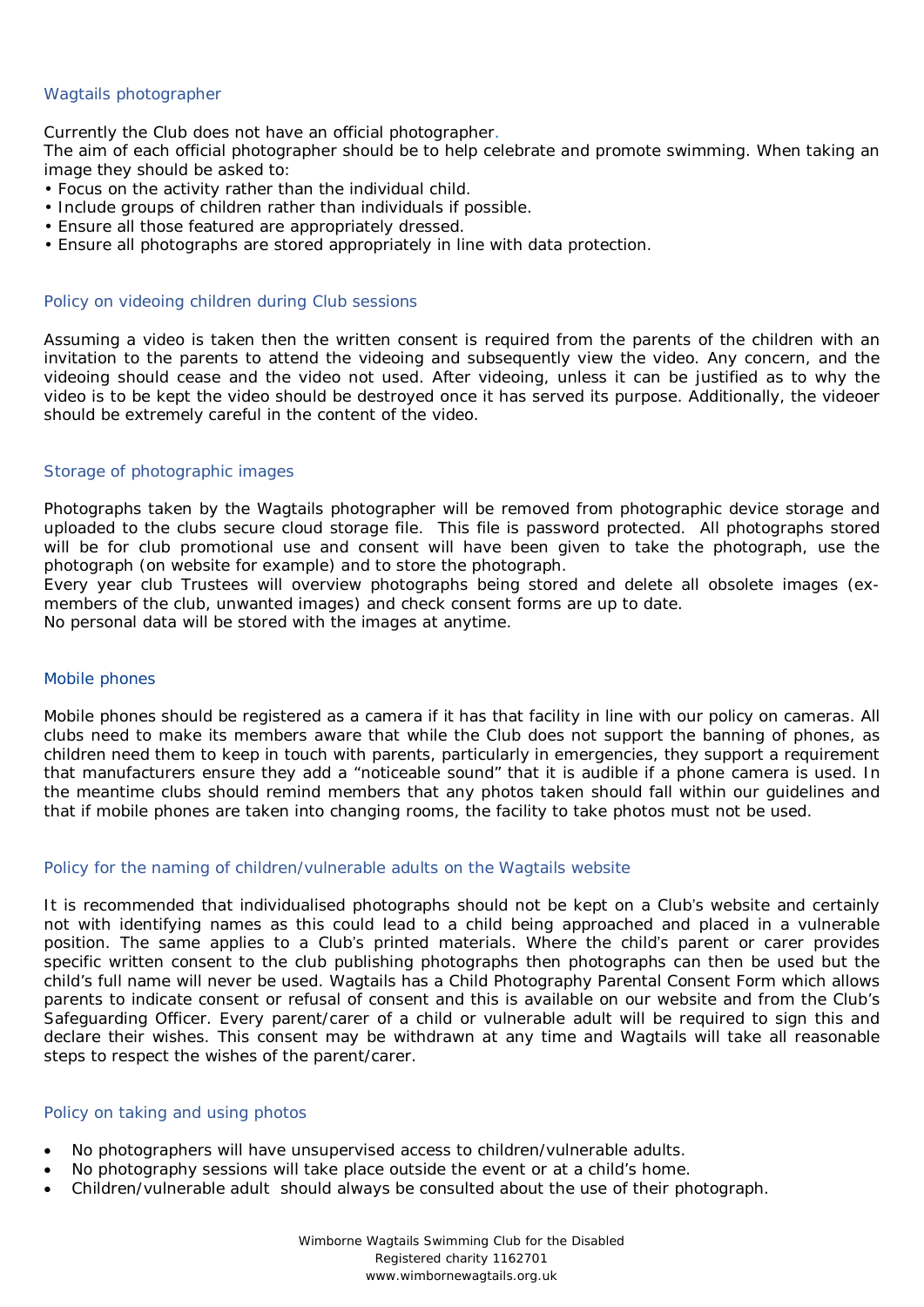## Wagtails photographer

Currently the Club does not have an official photographer.

The aim of each official photographer should be to help celebrate and promote swimming. When taking an image they should be asked to:

- Focus on the activity rather than the individual child.
- Include groups of children rather than individuals if possible.
- Ensure all those featured are appropriately dressed.
- Ensure all photographs are stored appropriately in line with data protection.

## Policy on videoing children during Club sessions

Assuming a video is taken then the written consent is required from the parents of the children with an invitation to the parents to attend the videoing and subsequently view the video. Any concern, and the videoing should cease and the video not used. After videoing, unless it can be justified as to why the video is to be kept the video should be destroyed once it has served its purpose. Additionally, the videoer should be extremely careful in the content of the video.

## Storage of photographic images

Photographs taken by the Wagtails photographer will be removed from photographic device storage and uploaded to the clubs secure cloud storage file. This file is password protected. All photographs stored will be for club promotional use and consent will have been given to take the photograph, use the photograph (on website for example) and to store the photograph.

Every year club Trustees will overview photographs being stored and delete all obsolete images (ex-members of the club, unwanted images) and check consent forms are up to date.

No personal data will be stored with the images at anytime.

## Mobile phones

Mobile phones should be registered as a camera if it has that facility in line with our policy on cameras. All clubs need to make its members aware that while the Club does not support the banning of phones, as children need them to keep in touch with parents, particularly in emergencies, they support a requirement that manufacturers ensure they add a "noticeable sound" that it is audible if a phone camera is used. In the meantime clubs should remind members that any photos taken should fall within our guidelines and that if mobile phones are taken into changing rooms, the facility to take photos must not be used.

## Policy for the naming of children/vulnerable adults on the Wagtails website

It is recommended that individualised photographs should not be kept on a Club's website and certainly not with identifying names as this could lead to a child being approached and placed in a vulnerable position. The same applies to a Club's printed materials. Where the child's parent or carer provides specific written consent to the club publishing photographs then photographs can then be used but the child's full name will never be used. Wagtails has a Child Photography Parental Consent Form which allows parents to indicate consent or refusal of consent and this is available on our website and from the Club's Safeguarding Officer. Every parent/carer of a child or vulnerable adult will be required to sign this and declare their wishes. This consent may be withdrawn at any time and Wagtails will take all reasonable steps to respect the wishes of the parent/carer.

## Policy on taking and using photos

- No photographers will have unsupervised access to children/vulnerable adults.
- No photography sessions will take place outside the event or at a child's home.
- Children/vulnerable adult should always be consulted about the use of their photograph.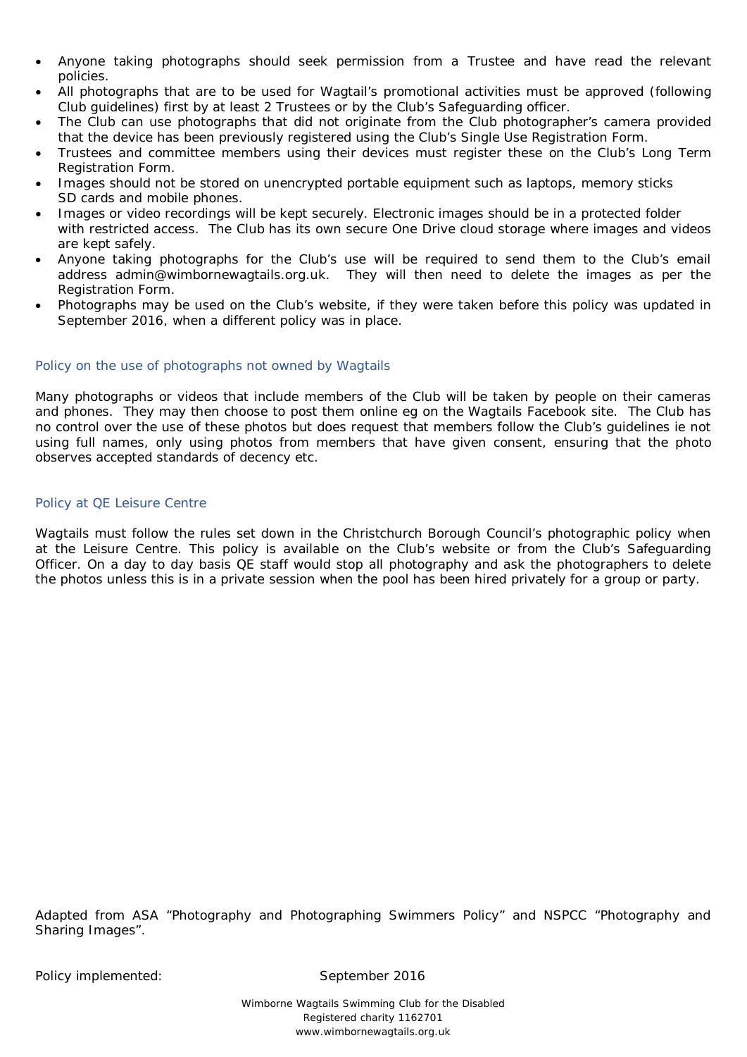- Anyone taking photographs should seek permission from a Trustee and have read the relevant policies.
- All photographs that are to be used for Wagtail's promotional activities must be approved (following Club guidelines) first by at least 2 Trustees or by the Club's Safeguarding officer.
- The Club can use photographs that did not originate from the Club photographer's camera provided that the device has been previously registered using the Club's Single Use Registration Form.
- Trustees and committee members using their devices must register these on the Club's Long Term Registration Form.
- Images should not be stored on unencrypted portable equipment such as laptops, memory sticks SD cards and mobile phones.
- Images or video recordings will be kept securely. Electronic images should be in a protected folder with restricted access. The Club has its own secure One Drive cloud storage where images and videos are kept safely.
- Anyone taking photographs for the Club's use will be required to send them to the Club's email address admin@wimbornewagtails.org.uk. They will then need to delete the images as per the Registration Form.
- Photographs may be used on the Club's website, if they were taken before this policy was updated in September 2016, when a different policy was in place.

## Policy on the use of photographs not owned by Wagtails

Many photographs or videos that include members of the Club will be taken by people on their cameras and phones. They may then choose to post them online eg on the Wagtails Facebook site. The Club has no control over the use of these photos but does request that members follow the Club's guidelines ie not using full names, only using photos from members that have given consent, ensuring that the photo observes accepted standards of decency etc.

## Policy at QE Leisure Centre

Wagtails must follow the rules set down in the Christchurch Borough Council's photographic policy when at the Leisure Centre. This policy is available on the Club's website or from the Club's Safeguarding Officer. On a day to day basis QE staff would stop all photography and ask the photographers to delete the photos unless this is in a private session when the pool has been hired privately for a group or party.

Adapted from ASA "Photography and Photographing Swimmers Policy" and NSPCC "Photography and Sharing Images".

Policy implemented: September 2016

Wimborne Wagtails Swimming Club for the Disabled
Registered charity 1162701
www.wimbornewagtails.org.uk